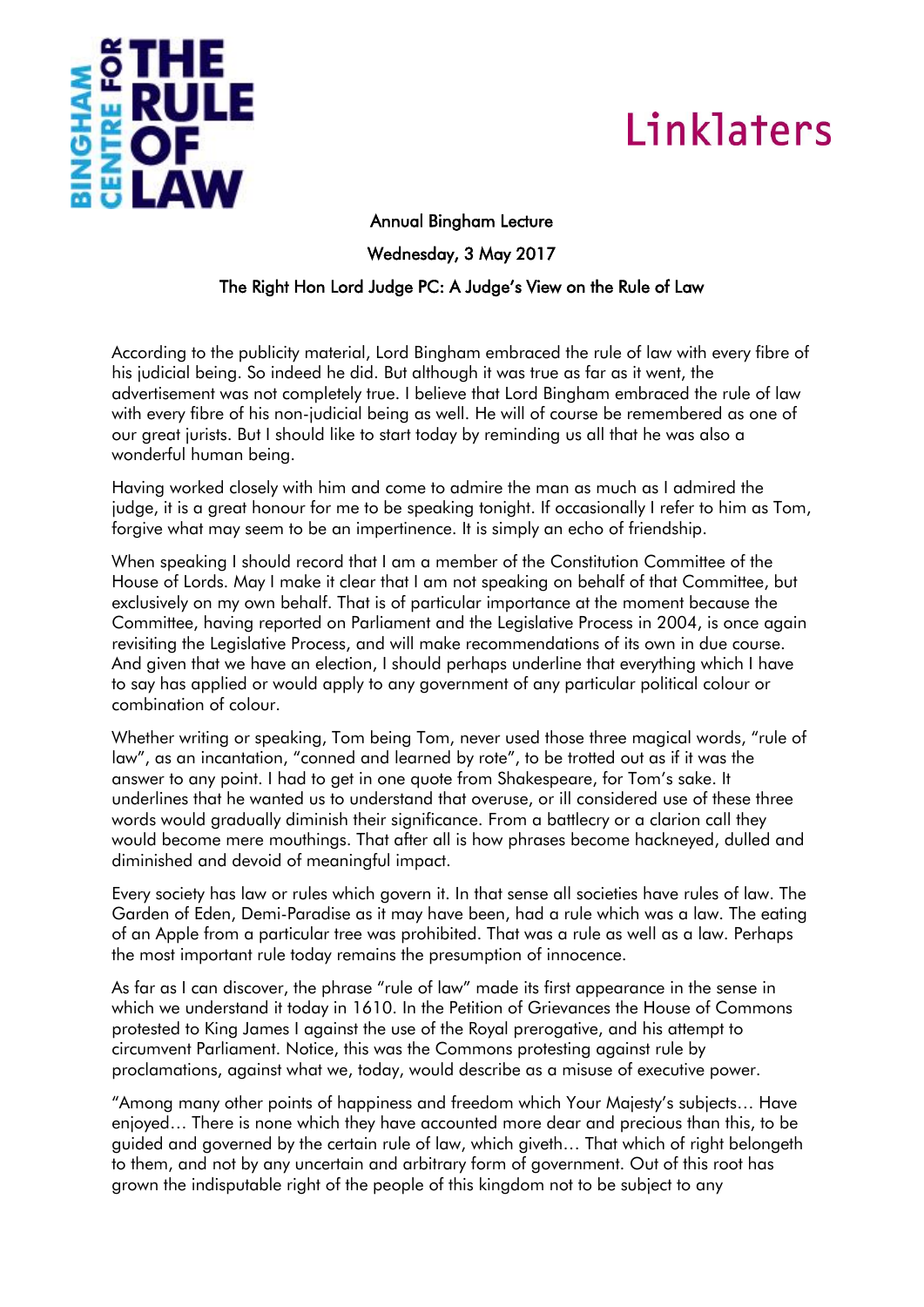Annual Bingham Lecture

Wednesday, 3 May 2017

The Right Hon Lord Judge PC: A Judge's View on the Rule of Law

According to the publicity material, Lord Bingham embraced the rule of law with every fibre of his judicial being. So indeed he did. But although it was true as far as it went, the advertisement was not completely true. I believe that Lord Bingham embraced the rule of law with every fibre of his non-judicial being as well. He will of course be remembered as one of our great jurists. But I should like to start today by reminding us all that he was also a wonderful human being.

Having worked closely with him and come to admire the man as much as I admired the judge, it is a great honour for me to be speaking tonight. If occasionally I refer to him as Tom, forgive what may seem to be an impertinence. It is simply an echo of friendship.

When speaking I should record that I am a member of the Constitution Committee of the House of Lords. May I make it clear that I am not speaking on behalf of that Committee, but exclusively on my own behalf. That is of particular importance at the moment because the Committee, having reported on Parliament and the Legislative Process in 2004, is once again revisiting the Legislative Process, and will make recommendations of its own in due course. And given that we have an election, I should perhaps underline that everything which I have to say has applied or would apply to any government of any particular political colour or combination of colour.

Whether writing or speaking, Tom being Tom, never used those three magical words, "rule of law", as an incantation, "conned and learned by rote", to be trotted out as if it was the answer to any point. I had to get in one quote from Shakespeare, for Tom's sake. It underlines that he wanted us to understand that overuse, or ill considered use of these three words would gradually diminish their significance. From a battlecry or a clarion call they would become mere mouthings. That after all is how phrases become hackneyed, dulled and diminished and devoid of meaningful impact.

Every society has law or rules which govern it. In that sense all societies have rules of law. The Garden of Eden, Demi-Paradise as it may have been, had a rule which was a law. The eating of an Apple from a particular tree was prohibited. That was a rule as well as a law. Perhaps the most important rule today remains the presumption of innocence.

As far as I can discover, the phrase "rule of law" made its first appearance in the sense in which we understand it today in 1610. In the Petition of Grievances the House of Commons protested to King James I against the use of the Royal prerogative, and his attempt to circumvent Parliament. Notice, this was the Commons protesting against rule by proclamations, against what we, today, would describe as a misuse of executive power.

"Among many other points of happiness and freedom which Your Majesty's subjects… Have enjoyed… There is none which they have accounted more dear and precious than this, to be guided and governed by the certain rule of law, which giveth… That which of right belongeth to them, and not by any uncertain and arbitrary form of government. Out of this root has grown the indisputable right of the people of this kingdom not to be subject to any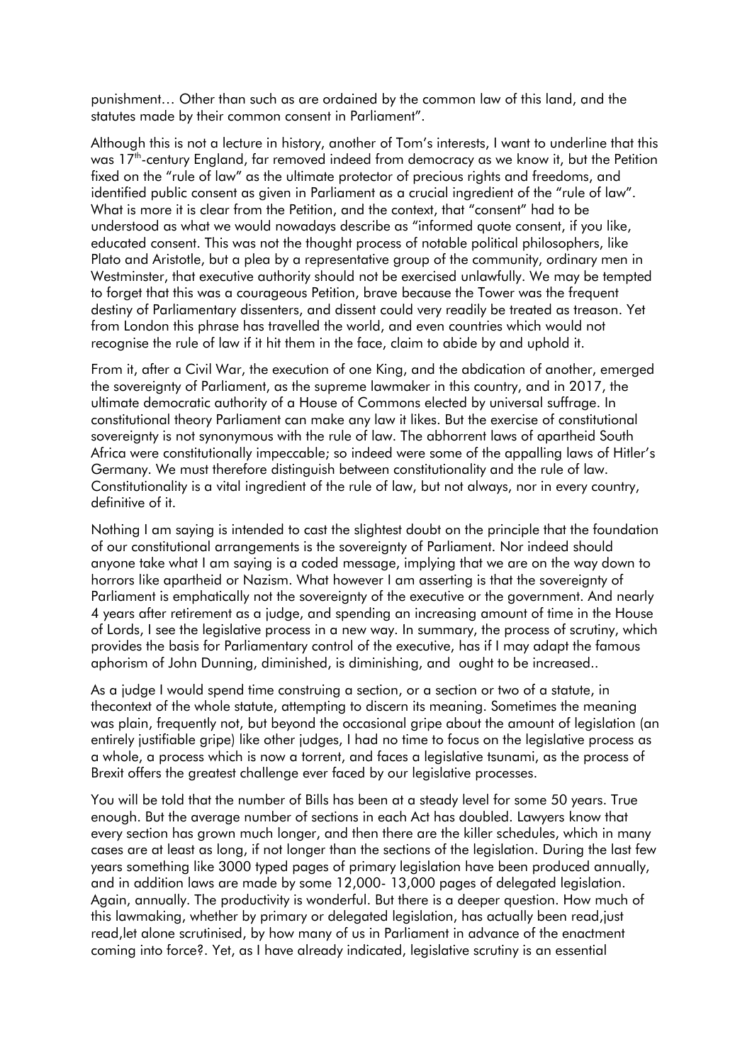punishment… Other than such as are ordained by the common law of this land, and the statutes made by their common consent in Parliament".

Although this is not a lecture in history, another of Tom's interests, I want to underline that this was 17th-century England, far removed indeed from democracy as we know it, but the Petition fixed on the "rule of law" as the ultimate protector of precious rights and freedoms, and identified public consent as given in Parliament as a crucial ingredient of the "rule of law". What is more it is clear from the Petition, and the context, that "consent" had to be understood as what we would nowadays describe as "informed quote consent, if you like, educated consent. This was not the thought process of notable political philosophers, like Plato and Aristotle, but a plea by a representative group of the community, ordinary men in Westminster, that executive authority should not be exercised unlawfully. We may be tempted to forget that this was a courageous Petition, brave because the Tower was the frequent destiny of Parliamentary dissenters, and dissent could very readily be treated as treason. Yet from London this phrase has travelled the world, and even countries which would not recognise the rule of law if it hit them in the face, claim to abide by and uphold it.

From it, after a Civil War, the execution of one King, and the abdication of another, emerged the sovereignty of Parliament, as the supreme lawmaker in this country, and in 2017, the ultimate democratic authority of a House of Commons elected by universal suffrage. In constitutional theory Parliament can make any law it likes. But the exercise of constitutional sovereignty is not synonymous with the rule of law. The abhorrent laws of apartheid South Africa were constitutionally impeccable; so indeed were some of the appalling laws of Hitler's Germany. We must therefore distinguish between constitutionality and the rule of law. Constitutionality is a vital ingredient of the rule of law, but not always, nor in every country, definitive of it.

Nothing I am saying is intended to cast the slightest doubt on the principle that the foundation of our constitutional arrangements is the sovereignty of Parliament. Nor indeed should anyone take what I am saying is a coded message, implying that we are on the way down to horrors like apartheid or Nazism. What however I am asserting is that the sovereignty of Parliament is emphatically not the sovereignty of the executive or the government. And nearly 4 years after retirement as a judge, and spending an increasing amount of time in the House of Lords, I see the legislative process in a new way. In summary, the process of scrutiny, which provides the basis for Parliamentary control of the executive, has if I may adapt the famous aphorism of John Dunning, diminished, is diminishing, and ought to be increased..

As a judge I would spend time construing a section, or a section or two of a statute, in thecontext of the whole statute, attempting to discern its meaning. Sometimes the meaning was plain, frequently not, but beyond the occasional gripe about the amount of legislation (an entirely justifiable gripe) like other judges, I had no time to focus on the legislative process as a whole, a process which is now a torrent, and faces a legislative tsunami, as the process of Brexit offers the greatest challenge ever faced by our legislative processes.

You will be told that the number of Bills has been at a steady level for some 50 years. True enough. But the average number of sections in each Act has doubled. Lawyers know that every section has grown much longer, and then there are the killer schedules, which in many cases are at least as long, if not longer than the sections of the legislation. During the last few years something like 3000 typed pages of primary legislation have been produced annually, and in addition laws are made by some 12,000- 13,000 pages of delegated legislation. Again, annually. The productivity is wonderful. But there is a deeper question. How much of this lawmaking, whether by primary or delegated legislation, has actually been read,just read,let alone scrutinised, by how many of us in Parliament in advance of the enactment coming into force?. Yet, as I have already indicated, legislative scrutiny is an essential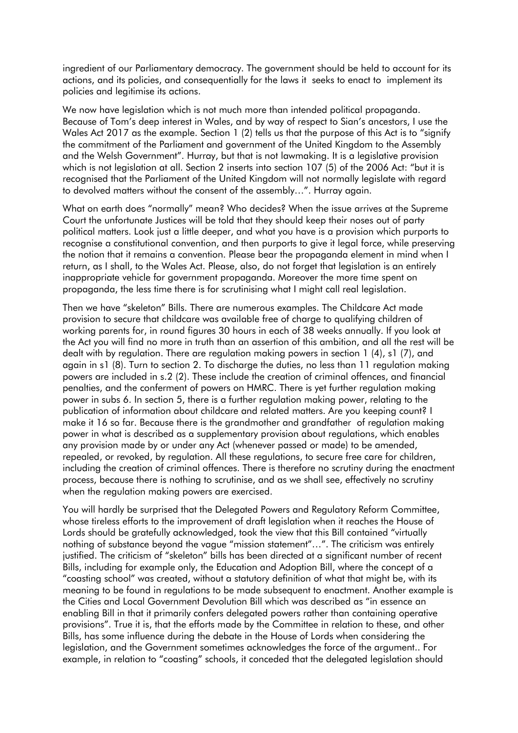ingredient of our Parliamentary democracy. The government should be held to account for its actions, and its policies, and consequentially for the laws it seeks to enact to implement its policies and legitimise its actions.

We now have legislation which is not much more than intended political propaganda. Because of Tom's deep interest in Wales, and by way of respect to Sian's ancestors, I use the Wales Act 2017 as the example. Section 1 (2) tells us that the purpose of this Act is to "signify the commitment of the Parliament and government of the United Kingdom to the Assembly and the Welsh Government". Hurray, but that is not lawmaking. It is a legislative provision which is not legislation at all. Section 2 inserts into section 107 (5) of the 2006 Act: "but it is recognised that the Parliament of the United Kingdom will not normally legislate with regard to devolved matters without the consent of the assembly…". Hurray again.

What on earth does "normally" mean? Who decides? When the issue arrives at the Supreme Court the unfortunate Justices will be told that they should keep their noses out of party political matters. Look just a little deeper, and what you have is a provision which purports to recognise a constitutional convention, and then purports to give it legal force, while preserving the notion that it remains a convention. Please bear the propaganda element in mind when I return, as I shall, to the Wales Act. Please, also, do not forget that legislation is an entirely inappropriate vehicle for government propaganda. Moreover the more time spent on propaganda, the less time there is for scrutinising what I might call real legislation.

Then we have "skeleton" Bills. There are numerous examples. The Childcare Act made provision to secure that childcare was available free of charge to qualifying children of working parents for, in round figures 30 hours in each of 38 weeks annually. If you look at the Act you will find no more in truth than an assertion of this ambition, and all the rest will be dealt with by regulation. There are regulation making powers in section 1 (4), s1 (7), and again in s1 (8). Turn to section 2. To discharge the duties, no less than 11 regulation making powers are included in s.2 (2). These include the creation of criminal offences, and financial penalties, and the conferment of powers on HMRC. There is yet further regulation making power in subs 6. In section 5, there is a further regulation making power, relating to the publication of information about childcare and related matters. Are you keeping count? I make it 16 so far. Because there is the grandmother and grandfather of regulation making power in what is described as a supplementary provision about regulations, which enables any provision made by or under any Act (whenever passed or made) to be amended, repealed, or revoked, by regulation. All these regulations, to secure free care for children, including the creation of criminal offences. There is therefore no scrutiny during the enactment process, because there is nothing to scrutinise, and as we shall see, effectively no scrutiny when the regulation making powers are exercised.

You will hardly be surprised that the Delegated Powers and Regulatory Reform Committee, whose tireless efforts to the improvement of draft legislation when it reaches the House of Lords should be gratefully acknowledged, took the view that this Bill contained "virtually nothing of substance beyond the vague "mission statement"…". The criticism was entirely justified. The criticism of "skeleton" bills has been directed at a significant number of recent Bills, including for example only, the Education and Adoption Bill, where the concept of a "coasting school" was created, without a statutory definition of what that might be, with its meaning to be found in regulations to be made subsequent to enactment. Another example is the Cities and Local Government Devolution Bill which was described as "in essence an enabling Bill in that it primarily confers delegated powers rather than containing operative provisions". True it is, that the efforts made by the Committee in relation to these, and other Bills, has some influence during the debate in the House of Lords when considering the legislation, and the Government sometimes acknowledges the force of the argument.. For example, in relation to "coasting" schools, it conceded that the delegated legislation should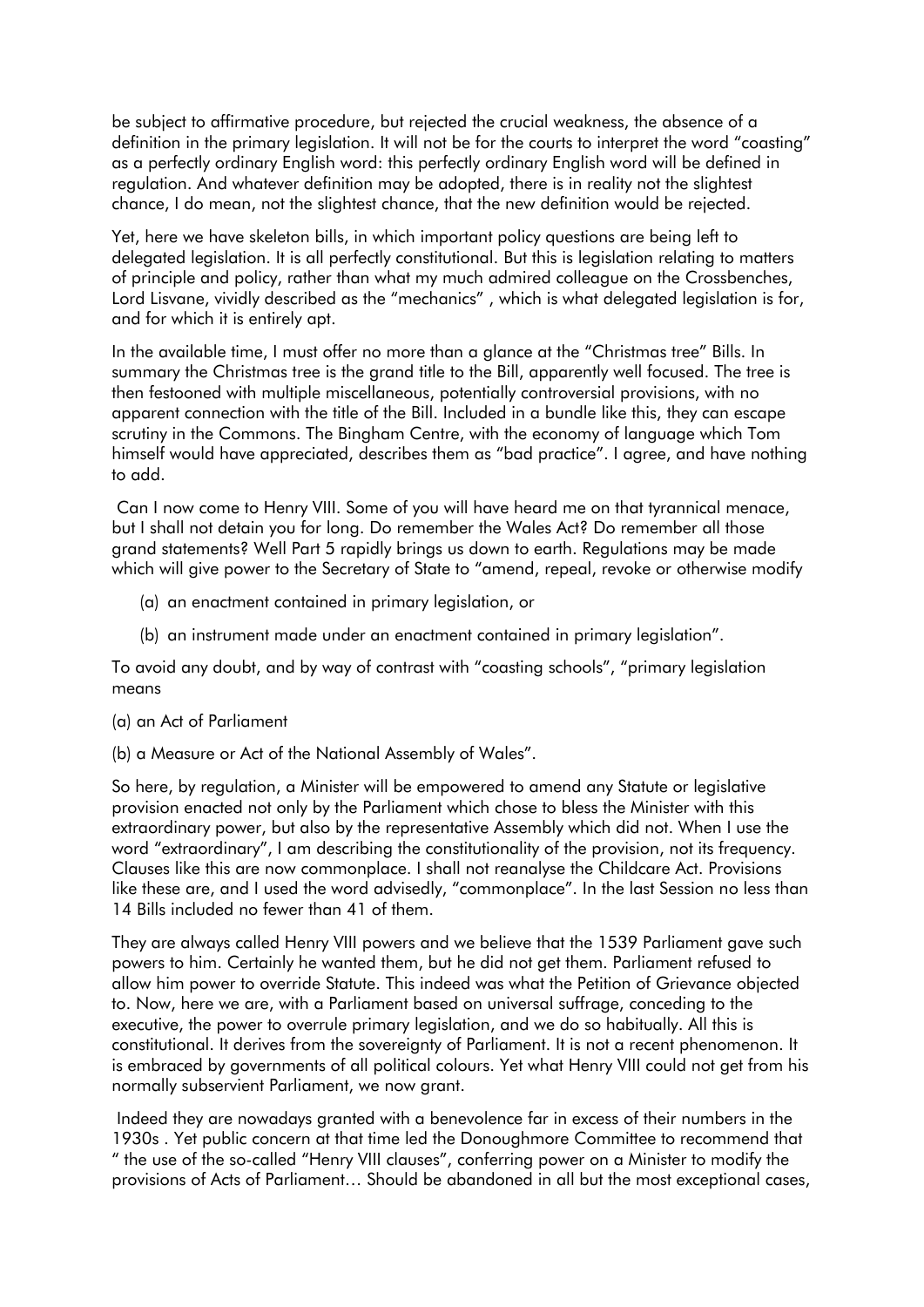be subject to affirmative procedure, but rejected the crucial weakness, the absence of a definition in the primary legislation. It will not be for the courts to interpret the word "coasting" as a perfectly ordinary English word: this perfectly ordinary English word will be defined in regulation. And whatever definition may be adopted, there is in reality not the slightest chance, I do mean, not the slightest chance, that the new definition would be rejected.

Yet, here we have skeleton bills, in which important policy questions are being left to delegated legislation. It is all perfectly constitutional. But this is legislation relating to matters of principle and policy, rather than what my much admired colleague on the Crossbenches, Lord Lisvane, vividly described as the "mechanics" , which is what delegated legislation is for, and for which it is entirely apt.

In the available time, I must offer no more than a glance at the "Christmas tree" Bills. In summary the Christmas tree is the grand title to the Bill, apparently well focused. The tree is then festooned with multiple miscellaneous, potentially controversial provisions, with no apparent connection with the title of the Bill. Included in a bundle like this, they can escape scrutiny in the Commons. The Bingham Centre, with the economy of language which Tom himself would have appreciated, describes them as "bad practice". I agree, and have nothing to add.

Can I now come to Henry VIII. Some of you will have heard me on that tyrannical menace, but I shall not detain you for long. Do remember the Wales Act? Do remember all those grand statements? Well Part 5 rapidly brings us down to earth. Regulations may be made which will give power to the Secretary of State to "amend, repeal, revoke or otherwise modify

(a) an enactment contained in primary legislation, or

(b) an instrument made under an enactment contained in primary legislation".

To avoid any doubt, and by way of contrast with "coasting schools", "primary legislation means

(a) an Act of Parliament

(b) a Measure or Act of the National Assembly of Wales".

So here, by regulation, a Minister will be empowered to amend any Statute or legislative provision enacted not only by the Parliament which chose to bless the Minister with this extraordinary power, but also by the representative Assembly which did not. When I use the word "extraordinary", I am describing the constitutionality of the provision, not its frequency. Clauses like this are now commonplace. I shall not reanalyse the Childcare Act. Provisions like these are, and I used the word advisedly, "commonplace". In the last Session no less than 14 Bills included no fewer than 41 of them.

They are always called Henry VIII powers and we believe that the 1539 Parliament gave such powers to him. Certainly he wanted them, but he did not get them. Parliament refused to allow him power to override Statute. This indeed was what the Petition of Grievance objected to. Now, here we are, with a Parliament based on universal suffrage, conceding to the executive, the power to overrule primary legislation, and we do so habitually. All this is constitutional. It derives from the sovereignty of Parliament. It is not a recent phenomenon. It is embraced by governments of all political colours. Yet what Henry VIII could not get from his normally subservient Parliament, we now grant.

Indeed they are nowadays granted with a benevolence far in excess of their numbers in the 1930s . Yet public concern at that time led the Donoughmore Committee to recommend that " the use of the so-called "Henry VIII clauses", conferring power on a Minister to modify the provisions of Acts of Parliament… Should be abandoned in all but the most exceptional cases,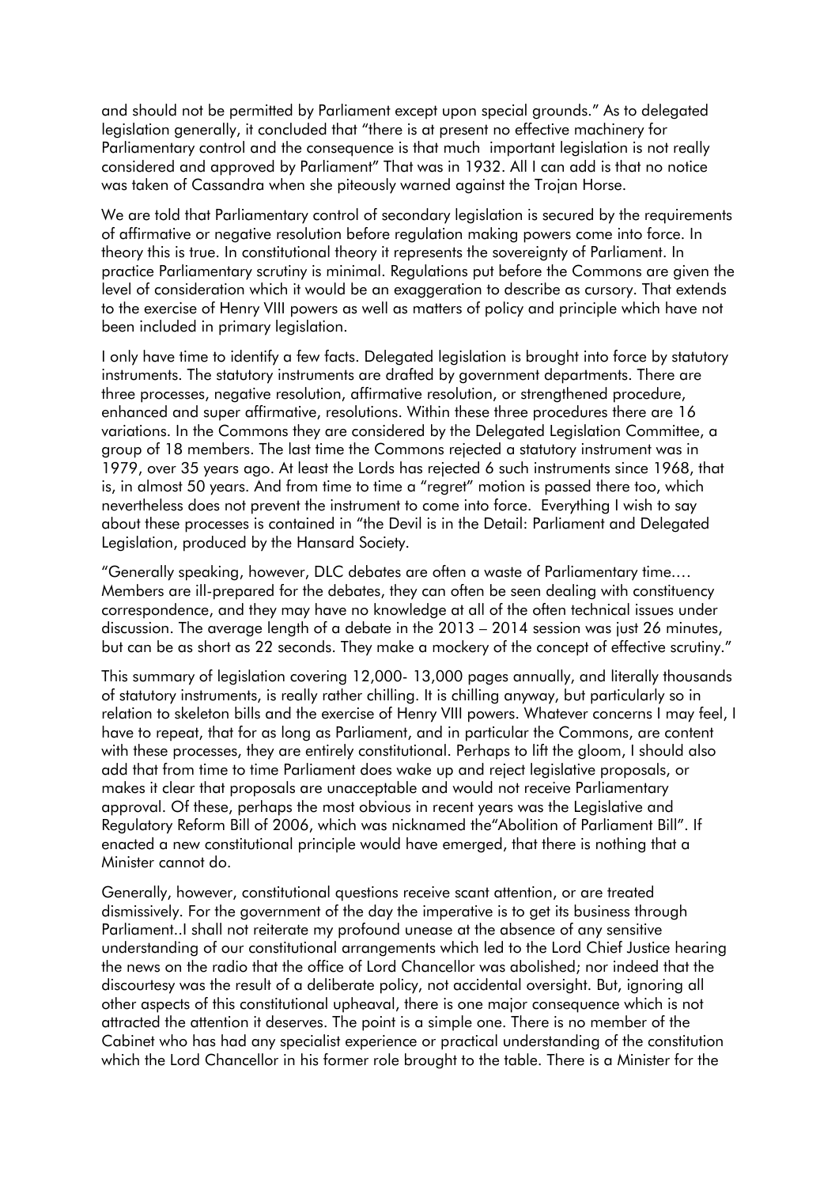and should not be permitted by Parliament except upon special grounds." As to delegated legislation generally, it concluded that "there is at present no effective machinery for Parliamentary control and the consequence is that much important legislation is not really considered and approved by Parliament" That was in 1932. All I can add is that no notice was taken of Cassandra when she piteously warned against the Trojan Horse.

We are told that Parliamentary control of secondary legislation is secured by the requirements of affirmative or negative resolution before regulation making powers come into force. In theory this is true. In constitutional theory it represents the sovereignty of Parliament. In practice Parliamentary scrutiny is minimal. Regulations put before the Commons are given the level of consideration which it would be an exaggeration to describe as cursory. That extends to the exercise of Henry VIII powers as well as matters of policy and principle which have not been included in primary legislation.

I only have time to identify a few facts. Delegated legislation is brought into force by statutory instruments. The statutory instruments are drafted by government departments. There are three processes, negative resolution, affirmative resolution, or strengthened procedure, enhanced and super affirmative, resolutions. Within these three procedures there are 16 variations. In the Commons they are considered by the Delegated Legislation Committee, a group of 18 members. The last time the Commons rejected a statutory instrument was in 1979, over 35 years ago. At least the Lords has rejected 6 such instruments since 1968, that is, in almost 50 years. And from time to time a "regret" motion is passed there too, which nevertheless does not prevent the instrument to come into force. Everything I wish to say about these processes is contained in "the Devil is in the Detail: Parliament and Delegated Legislation, produced by the Hansard Society.

"Generally speaking, however, DLC debates are often a waste of Parliamentary time.… Members are ill-prepared for the debates, they can often be seen dealing with constituency correspondence, and they may have no knowledge at all of the often technical issues under discussion. The average length of a debate in the 2013 – 2014 session was just 26 minutes, but can be as short as 22 seconds. They make a mockery of the concept of effective scrutiny."

This summary of legislation covering 12,000- 13,000 pages annually, and literally thousands of statutory instruments, is really rather chilling. It is chilling anyway, but particularly so in relation to skeleton bills and the exercise of Henry VIII powers. Whatever concerns I may feel, I have to repeat, that for as long as Parliament, and in particular the Commons, are content with these processes, they are entirely constitutional. Perhaps to lift the gloom, I should also add that from time to time Parliament does wake up and reject legislative proposals, or makes it clear that proposals are unacceptable and would not receive Parliamentary approval. Of these, perhaps the most obvious in recent years was the Legislative and Regulatory Reform Bill of 2006, which was nicknamed the"Abolition of Parliament Bill". If enacted a new constitutional principle would have emerged, that there is nothing that a Minister cannot do.

Generally, however, constitutional questions receive scant attention, or are treated dismissively. For the government of the day the imperative is to get its business through Parliament..I shall not reiterate my profound unease at the absence of any sensitive understanding of our constitutional arrangements which led to the Lord Chief Justice hearing the news on the radio that the office of Lord Chancellor was abolished; nor indeed that the discourtesy was the result of a deliberate policy, not accidental oversight. But, ignoring all other aspects of this constitutional upheaval, there is one major consequence which is not attracted the attention it deserves. The point is a simple one. There is no member of the Cabinet who has had any specialist experience or practical understanding of the constitution which the Lord Chancellor in his former role brought to the table. There is a Minister for the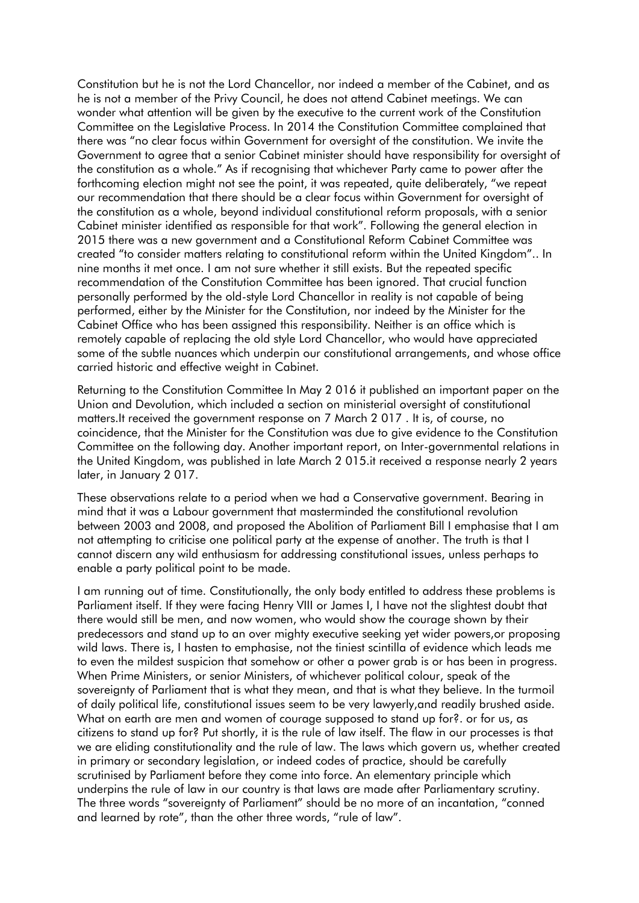Constitution but he is not the Lord Chancellor, nor indeed a member of the Cabinet, and as he is not a member of the Privy Council, he does not attend Cabinet meetings. We can wonder what attention will be given by the executive to the current work of the Constitution Committee on the Legislative Process. In 2014 the Constitution Committee complained that there was "no clear focus within Government for oversight of the constitution. We invite the Government to agree that a senior Cabinet minister should have responsibility for oversight of the constitution as a whole." As if recognising that whichever Party came to power after the forthcoming election might not see the point, it was repeated, quite deliberately, "we repeat our recommendation that there should be a clear focus within Government for oversight of the constitution as a whole, beyond individual constitutional reform proposals, with a senior Cabinet minister identified as responsible for that work". Following the general election in 2015 there was a new government and a Constitutional Reform Cabinet Committee was created "to consider matters relating to constitutional reform within the United Kingdom".. In nine months it met once. I am not sure whether it still exists. But the repeated specific recommendation of the Constitution Committee has been ignored. That crucial function personally performed by the old-style Lord Chancellor in reality is not capable of being performed, either by the Minister for the Constitution, nor indeed by the Minister for the Cabinet Office who has been assigned this responsibility. Neither is an office which is remotely capable of replacing the old style Lord Chancellor, who would have appreciated some of the subtle nuances which underpin our constitutional arrangements, and whose office carried historic and effective weight in Cabinet.

Returning to the Constitution Committee In May 2 016 it published an important paper on the Union and Devolution, which included a section on ministerial oversight of constitutional matters.It received the government response on 7 March 2 017 . It is, of course, no coincidence, that the Minister for the Constitution was due to give evidence to the Constitution Committee on the following day. Another important report, on Inter-governmental relations in the United Kingdom, was published in late March 2 015.it received a response nearly 2 years later, in January 2 017.

These observations relate to a period when we had a Conservative government. Bearing in mind that it was a Labour government that masterminded the constitutional revolution between 2003 and 2008, and proposed the Abolition of Parliament Bill I emphasise that I am not attempting to criticise one political party at the expense of another. The truth is that I cannot discern any wild enthusiasm for addressing constitutional issues, unless perhaps to enable a party political point to be made.

I am running out of time. Constitutionally, the only body entitled to address these problems is Parliament itself. If they were facing Henry VIII or James I, I have not the slightest doubt that there would still be men, and now women, who would show the courage shown by their predecessors and stand up to an over mighty executive seeking yet wider powers,or proposing wild laws. There is, I hasten to emphasise, not the tiniest scintilla of evidence which leads me to even the mildest suspicion that somehow or other a power grab is or has been in progress. When Prime Ministers, or senior Ministers, of whichever political colour, speak of the sovereignty of Parliament that is what they mean, and that is what they believe. In the turmoil of daily political life, constitutional issues seem to be very lawyerly,and readily brushed aside. What on earth are men and women of courage supposed to stand up for?. or for us, as citizens to stand up for? Put shortly, it is the rule of law itself. The flaw in our processes is that we are eliding constitutionality and the rule of law. The laws which govern us, whether created in primary or secondary legislation, or indeed codes of practice, should be carefully scrutinised by Parliament before they come into force. An elementary principle which underpins the rule of law in our country is that laws are made after Parliamentary scrutiny. The three words "sovereignty of Parliament" should be no more of an incantation, "conned and learned by rote", than the other three words, "rule of law".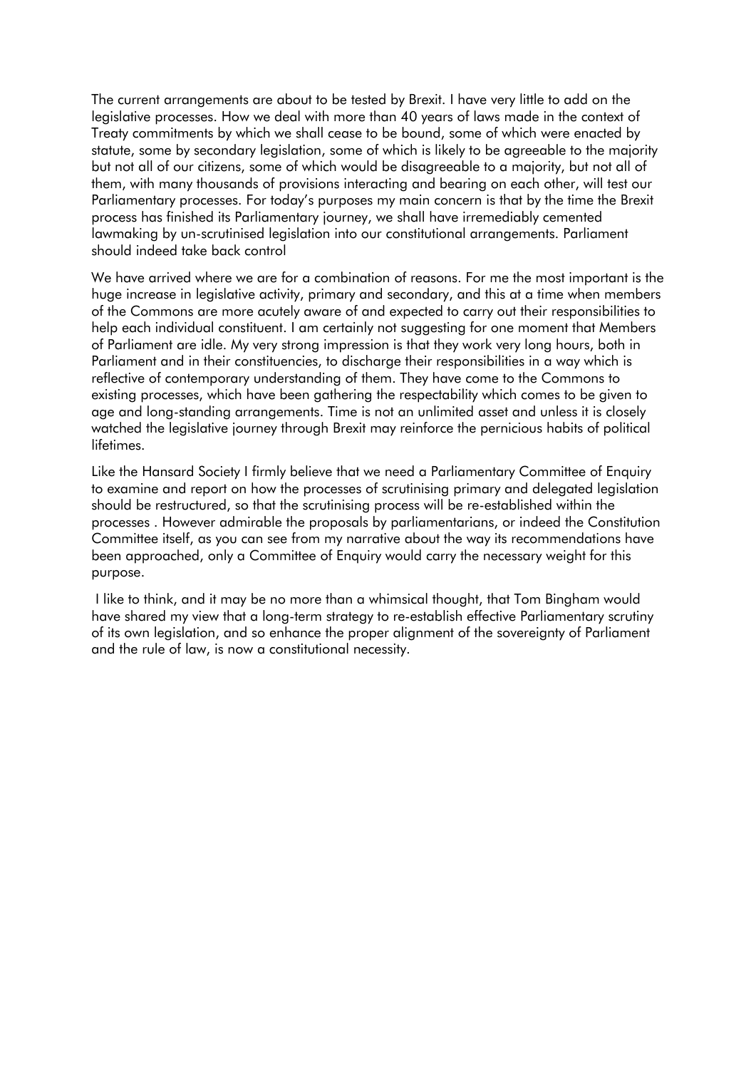The current arrangements are about to be tested by Brexit. I have very little to add on the legislative processes. How we deal with more than 40 years of laws made in the context of Treaty commitments by which we shall cease to be bound, some of which were enacted by statute, some by secondary legislation, some of which is likely to be agreeable to the majority but not all of our citizens, some of which would be disagreeable to a majority, but not all of them, with many thousands of provisions interacting and bearing on each other, will test our Parliamentary processes. For today's purposes my main concern is that by the time the Brexit process has finished its Parliamentary journey, we shall have irremediably cemented lawmaking by un-scrutinised legislation into our constitutional arrangements. Parliament should indeed take back control

We have arrived where we are for a combination of reasons. For me the most important is the huge increase in legislative activity, primary and secondary, and this at a time when members of the Commons are more acutely aware of and expected to carry out their responsibilities to help each individual constituent. I am certainly not suggesting for one moment that Members of Parliament are idle. My very strong impression is that they work very long hours, both in Parliament and in their constituencies, to discharge their responsibilities in a way which is reflective of contemporary understanding of them. They have come to the Commons to existing processes, which have been gathering the respectability which comes to be given to age and long-standing arrangements. Time is not an unlimited asset and unless it is closely watched the legislative journey through Brexit may reinforce the pernicious habits of political lifetimes.

Like the Hansard Society I firmly believe that we need a Parliamentary Committee of Enquiry to examine and report on how the processes of scrutinising primary and delegated legislation should be restructured, so that the scrutinising process will be re-established within the processes . However admirable the proposals by parliamentarians, or indeed the Constitution Committee itself, as you can see from my narrative about the way its recommendations have been approached, only a Committee of Enquiry would carry the necessary weight for this purpose.

I like to think, and it may be no more than a whimsical thought, that Tom Bingham would have shared my view that a long-term strategy to re-establish effective Parliamentary scrutiny of its own legislation, and so enhance the proper alignment of the sovereignty of Parliament and the rule of law, is now a constitutional necessity.